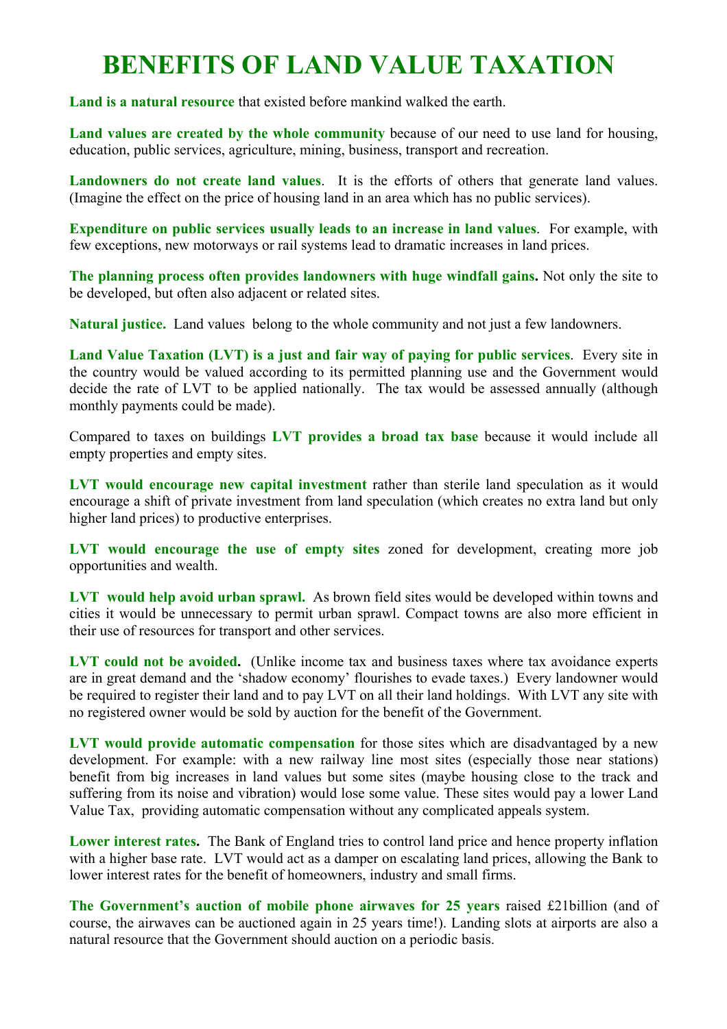# BENEFITS OF LAND VALUE TAXATION

**Land is a natural resource** that existed before mankind walked the earth.

**Land values are created by the whole community** because of our need to use land for housing, education, public services, agriculture, mining, business, transport and recreation.

**Landowners do not create land values**. It is the efforts of others that generate land values. (Imagine the effect on the price of housing land in an area which has no public services).

**Expenditure on public services usually leads to an increase in land values**. For example, with few exceptions, new motorways or rail systems lead to dramatic increases in land prices.

**The planning process often provides landowners with huge windfall gains.** Not only the site to be developed, but often also adjacent or related sites.

**Natural justice.** Land values belong to the whole community and not just a few landowners.

**Land Value Taxation (LVT) is a just and fair way of paying for public services**. Every site in the country would be valued according to its permitted planning use and the Government would decide the rate of LVT to be applied nationally. The tax would be assessed annually (although monthly payments could be made).

Compared to taxes on buildings **LVT provides a broad tax base** because it would include all empty properties and empty sites.

**LVT would encourage new capital investment** rather than sterile land speculation as it would encourage a shift of private investment from land speculation (which creates no extra land but only higher land prices) to productive enterprises.

**LVT would encourage the use of empty sites** zoned for development, creating more job opportunities and wealth.

**LVT would help avoid urban sprawl.** As brown field sites would be developed within towns and cities it would be unnecessary to permit urban sprawl. Compact towns are also more efficient in their use of resources for transport and other services.

**LVT could not be avoided.** (Unlike income tax and business taxes where tax avoidance experts are in great demand and the 'shadow economy' flourishes to evade taxes.) Every landowner would be required to register their land and to pay LVT on all their land holdings. With LVT any site with no registered owner would be sold by auction for the benefit of the Government.

**LVT would provide automatic compensation** for those sites which are disadvantaged by a new development. For example: with a new railway line most sites (especially those near stations) benefit from big increases in land values but some sites (maybe housing close to the track and suffering from its noise and vibration) would lose some value. These sites would pay a lower Land Value Tax, providing automatic compensation without any complicated appeals system.

**Lower interest rates.** The Bank of England tries to control land price and hence property inflation with a higher base rate. LVT would act as a damper on escalating land prices, allowing the Bank to lower interest rates for the benefit of homeowners, industry and small firms.

**The Government's auction of mobile phone airwaves for 25 years** raised £21billion (and of course, the airwaves can be auctioned again in 25 years time!). Landing slots at airports are also a natural resource that the Government should auction on a periodic basis.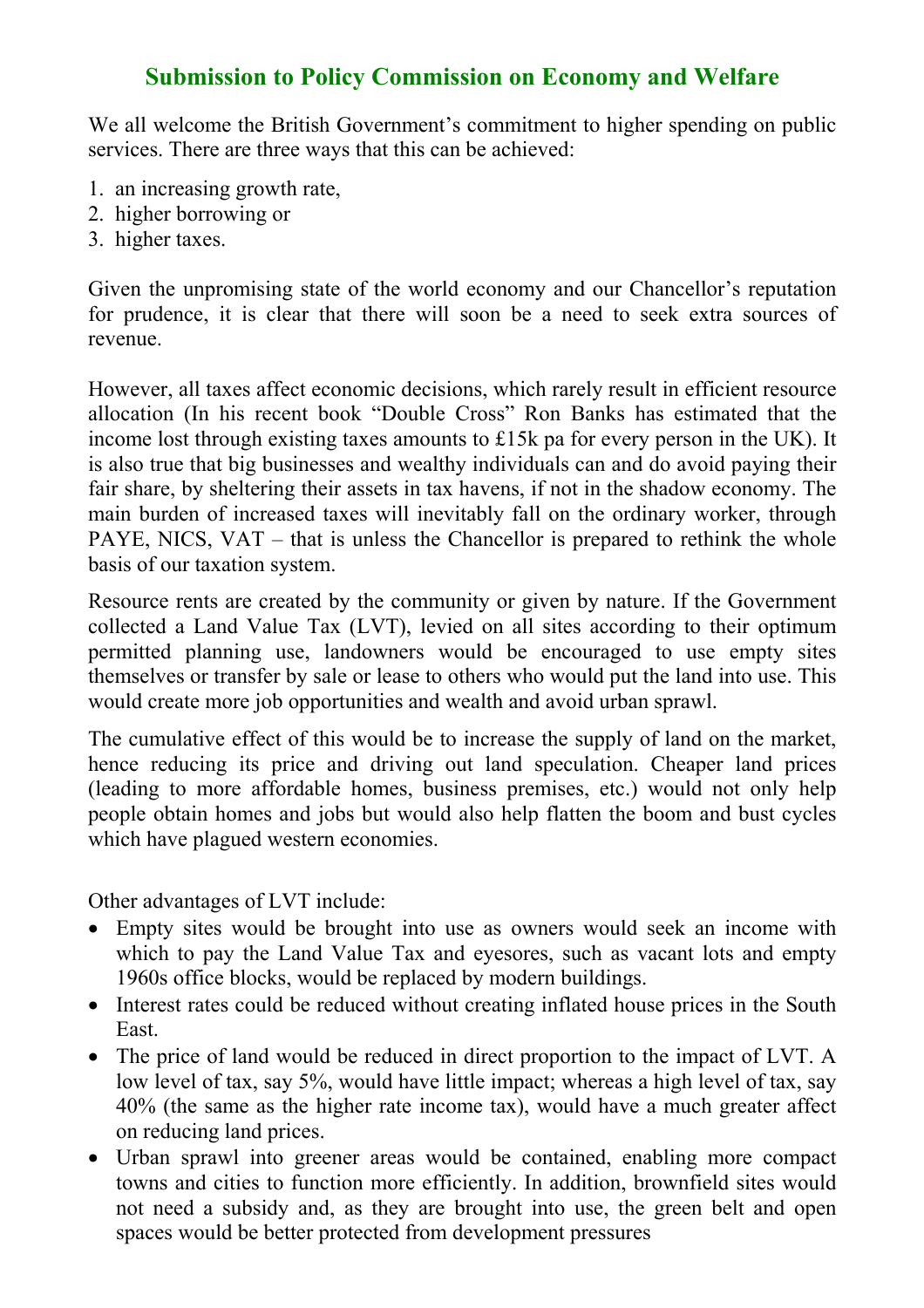## Submission to Policy Commission on Economy and Welfare

We all welcome the British Government's commitment to higher spending on public services. There are three ways that this can be achieved:

1. an increasing growth rate,
2. higher borrowing or
3. higher taxes.

Given the unpromising state of the world economy and our Chancellor's reputation for prudence, it is clear that there will soon be a need to seek extra sources of revenue.

However, all taxes affect economic decisions, which rarely result in efficient resource allocation (In his recent book "Double Cross" Ron Banks has estimated that the income lost through existing taxes amounts to £15k pa for every person in the UK). It is also true that big businesses and wealthy individuals can and do avoid paying their fair share, by sheltering their assets in tax havens, if not in the shadow economy. The main burden of increased taxes will inevitably fall on the ordinary worker, through PAYE, NICS, VAT – that is unless the Chancellor is prepared to rethink the whole basis of our taxation system.

Resource rents are created by the community or given by nature. If the Government collected a Land Value Tax (LVT), levied on all sites according to their optimum permitted planning use, landowners would be encouraged to use empty sites themselves or transfer by sale or lease to others who would put the land into use. This would create more job opportunities and wealth and avoid urban sprawl.

The cumulative effect of this would be to increase the supply of land on the market, hence reducing its price and driving out land speculation. Cheaper land prices (leading to more affordable homes, business premises, etc.) would not only help people obtain homes and jobs but would also help flatten the boom and bust cycles which have plagued western economies.

Other advantages of LVT include:

- Empty sites would be brought into use as owners would seek an income with which to pay the Land Value Tax and eyesores, such as vacant lots and empty 1960s office blocks, would be replaced by modern buildings.
- Interest rates could be reduced without creating inflated house prices in the South East.
- The price of land would be reduced in direct proportion to the impact of LVT. A low level of tax, say 5%, would have little impact; whereas a high level of tax, say 40% (the same as the higher rate income tax), would have a much greater affect on reducing land prices.
- Urban sprawl into greener areas would be contained, enabling more compact towns and cities to function more efficiently. In addition, brownfield sites would not need a subsidy and, as they are brought into use, the green belt and open spaces would be better protected from development pressures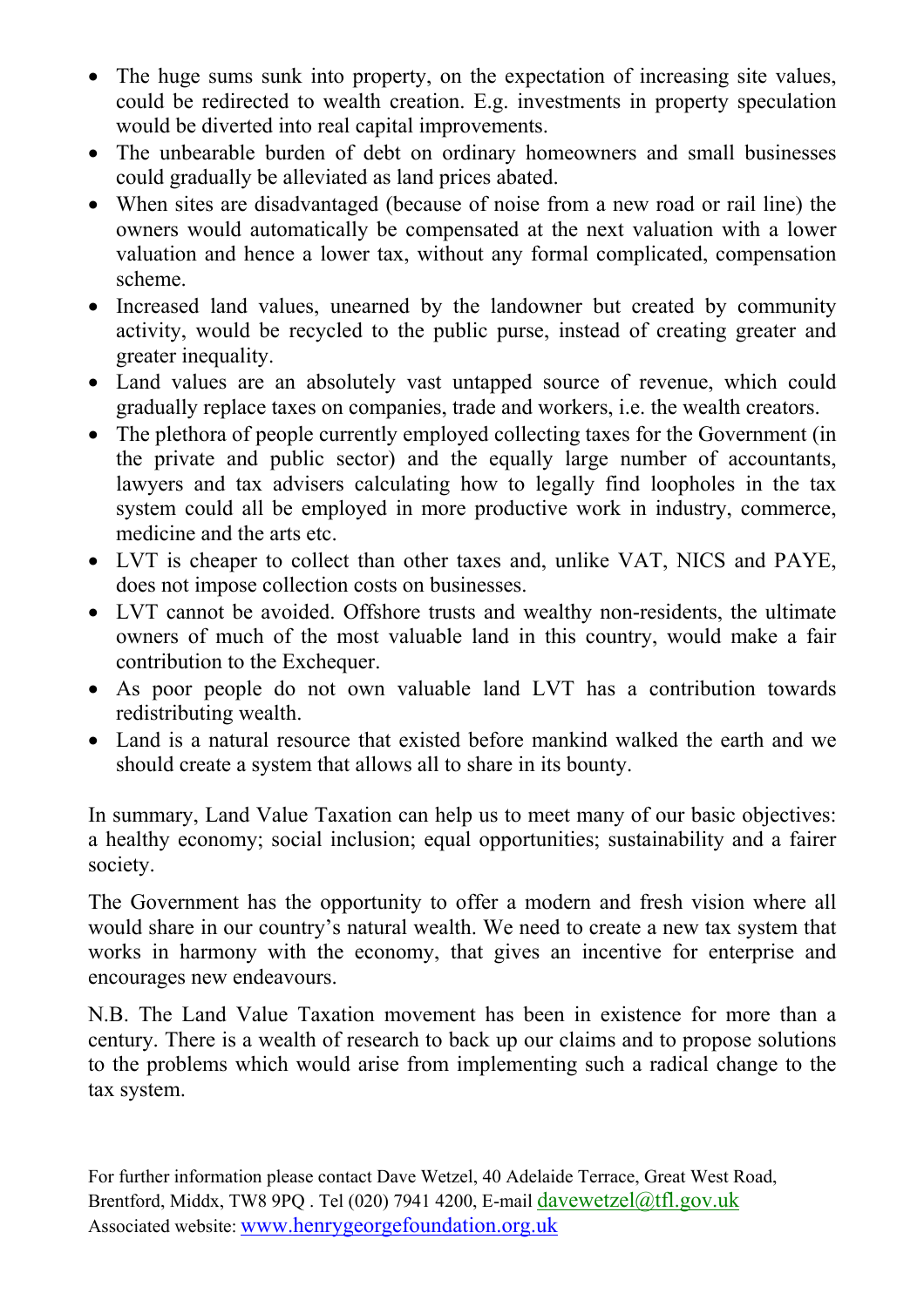- The huge sums sunk into property, on the expectation of increasing site values, could be redirected to wealth creation. E.g. investments in property speculation would be diverted into real capital improvements.
- The unbearable burden of debt on ordinary homeowners and small businesses could gradually be alleviated as land prices abated.
- When sites are disadvantaged (because of noise from a new road or rail line) the owners would automatically be compensated at the next valuation with a lower valuation and hence a lower tax, without any formal complicated, compensation scheme.
- Increased land values, unearned by the landowner but created by community activity, would be recycled to the public purse, instead of creating greater and greater inequality.
- Land values are an absolutely vast untapped source of revenue, which could gradually replace taxes on companies, trade and workers, i.e. the wealth creators.
- The plethora of people currently employed collecting taxes for the Government (in the private and public sector) and the equally large number of accountants, lawyers and tax advisers calculating how to legally find loopholes in the tax system could all be employed in more productive work in industry, commerce, medicine and the arts etc.
- LVT is cheaper to collect than other taxes and, unlike VAT, NICS and PAYE, does not impose collection costs on businesses.
- LVT cannot be avoided. Offshore trusts and wealthy non-residents, the ultimate owners of much of the most valuable land in this country, would make a fair contribution to the Exchequer.
- As poor people do not own valuable land LVT has a contribution towards redistributing wealth.
- Land is a natural resource that existed before mankind walked the earth and we should create a system that allows all to share in its bounty.

In summary, Land Value Taxation can help us to meet many of our basic objectives: a healthy economy; social inclusion; equal opportunities; sustainability and a fairer society.

The Government has the opportunity to offer a modern and fresh vision where all would share in our country's natural wealth. We need to create a new tax system that works in harmony with the economy, that gives an incentive for enterprise and encourages new endeavours.

N.B. The Land Value Taxation movement has been in existence for more than a century. There is a wealth of research to back up our claims and to propose solutions to the problems which would arise from implementing such a radical change to the tax system.

For further information please contact Dave Wetzel, 40 Adelaide Terrace, Great West Road, Brentford, Middx, TW8 9PQ . Tel (020) 7941 4200, E-mail davewetzel@tfl.gov.uk
Associated website: www.henrygeorgefoundation.org.uk